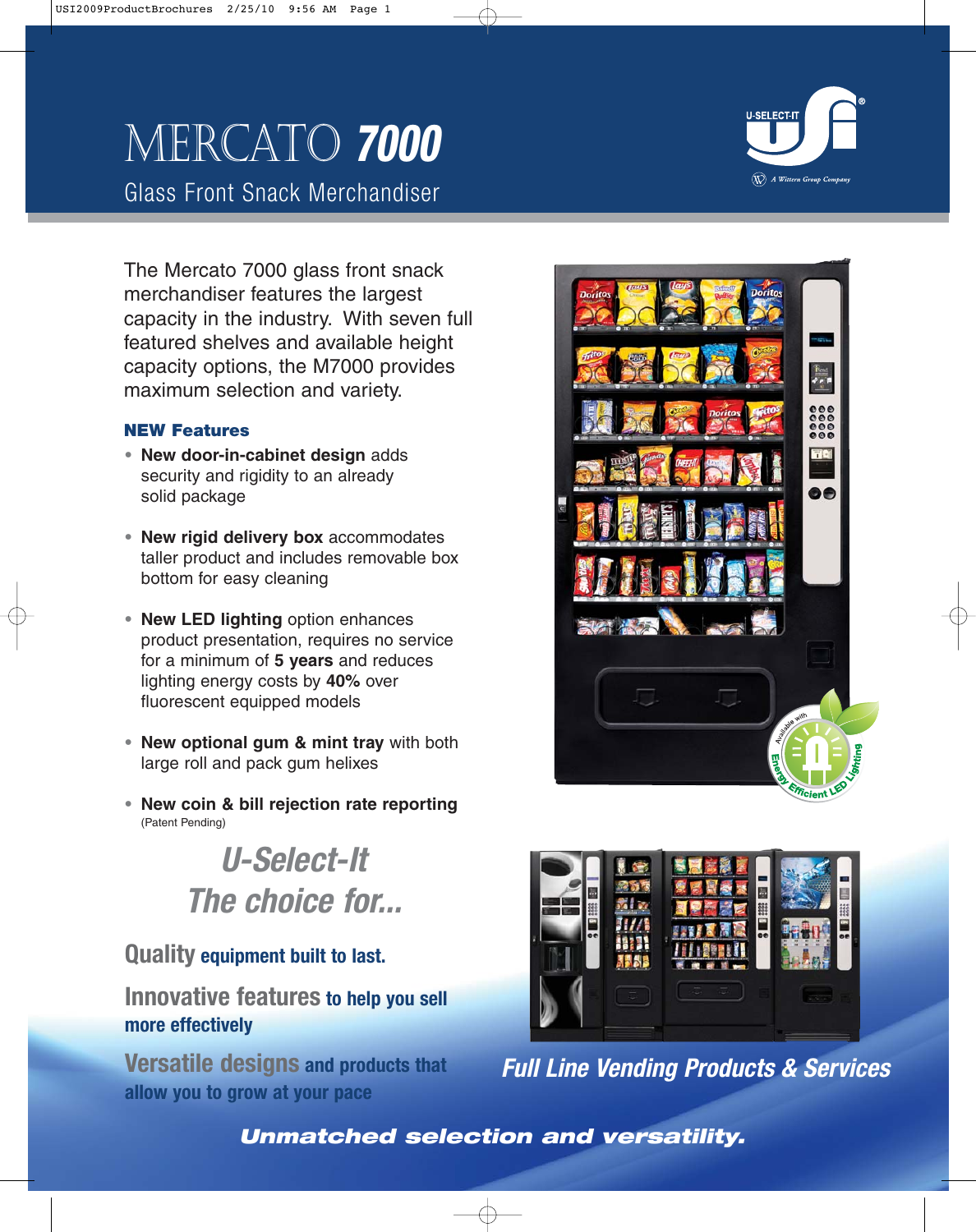# MERCATO *7000*

## Glass Front Snack Merchandiser

U-SELECT-IT
A Wittern Group Company

The Mercato 7000 glass front snack merchandiser features the largest capacity in the industry. With seven full featured shelves and available height capacity options, the M7000 provides maximum selection and variety.

### NEW Features

- **New door-in-cabinet design** adds security and rigidity to an already solid package
- **New rigid delivery box** accommodates taller product and includes removable box bottom for easy cleaning
- **New LED lighting** option enhances product presentation, requires no service for a minimum of **5 years** and reduces lighting energy costs by **40%** over fluorescent equipped models
- **New optional gum & mint tray** with both large roll and pack gum helixes
- **New coin & bill rejection rate reporting** (Patent Pending)

Available with Energy Efficient LED Lighting

## *U-Select-It*
## *The choice for...*

**Quality** equipment built to last.

**Innovative features** to help you sell more effectively

**Versatile designs** and products that allow you to grow at your pace

***Full Line Vending Products & Services***

***Unmatched selection and versatility.***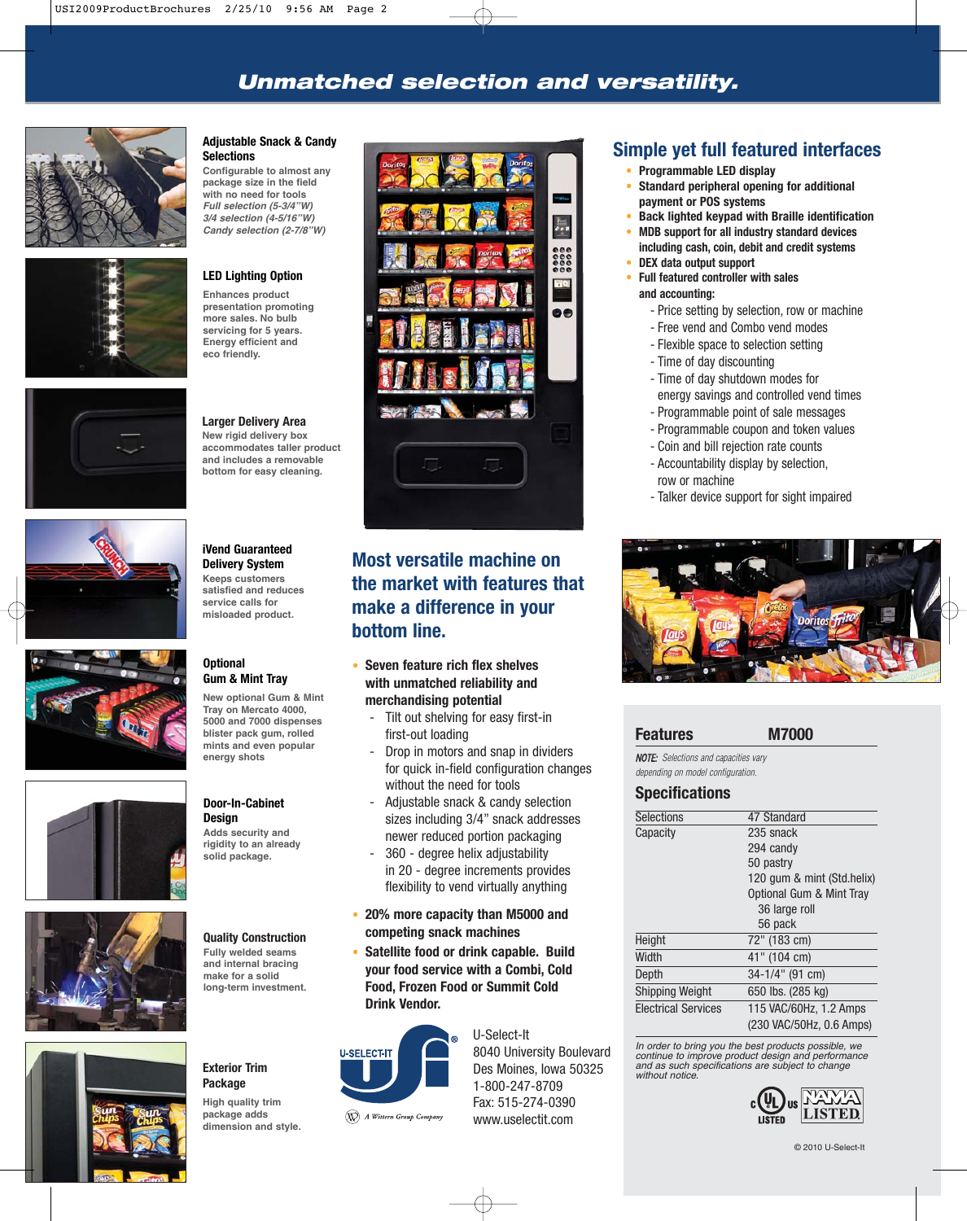# Unmatched selection and versatility.

### Adjustable Snack & Candy Selections

Configurable to almost any package size in the field with no need for tools
*Full selection (5-3/4"W)*
*3/4 selection (4-5/16"W)*
*Candy selection (2-7/8"W)*

### LED Lighting Option

Enhances product presentation promoting more sales. No bulb servicing for 5 years. Energy efficient and eco friendly.

### Larger Delivery Area

New rigid delivery box accommodates taller product and includes a removable bottom for easy cleaning.

### iVend Guaranteed Delivery System

Keeps customers satisfied and reduces service calls for misloaded product.

### Optional Gum & Mint Tray

New optional Gum & Mint Tray on Mercato 4000, 5000 and 7000 dispenses blister pack gum, rolled mints and even popular energy shots

### Door-In-Cabinet Design

Adds security and rigidity to an already solid package.

### Quality Construction

Fully welded seams and internal bracing make for a solid long-term investment.

### Exterior Trim Package

High quality trim package adds dimension and style.

## Most versatile machine on the market with features that make a difference in your bottom line.

- **Seven feature rich flex shelves with unmatched reliability and merchandising potential**
  - Tilt out shelving for easy first-in first-out loading
  - Drop in motors and snap in dividers for quick in-field configuration changes without the need for tools
  - Adjustable snack & candy selection sizes including 3/4" snack addresses newer reduced portion packaging
  - 360 - degree helix adjustability in 20 - degree increments provides flexibility to vend virtually anything
- **20% more capacity than M5000 and competing snack machines**
- **Satellite food or drink capable. Build your food service with a Combi, Cold Food, Frozen Food or Summit Cold Drink Vendor.**

U-SELECT-IT
A Wittern Group Company

U-Select-It
8040 University Boulevard
Des Moines, Iowa 50325
1-800-247-8709
Fax: 515-274-0390
www.uselectit.com

## Simple yet full featured interfaces

- **Programmable LED display**
- **Standard peripheral opening for additional payment or POS systems**
- **Back lighted keypad with Braille identification**
- **MDB support for all industry standard devices including cash, coin, debit and credit systems**
- **DEX data output support**
- **Full featured controller with sales and accounting:**
  - Price setting by selection, row or machine
  - Free vend and Combo vend modes
  - Flexible space to selection setting
  - Time of day discounting
  - Time of day shutdown modes for energy savings and controlled vend times
  - Programmable point of sale messages
  - Programmable coupon and token values
  - Coin and bill rejection rate counts
  - Accountability display by selection, row or machine
  - Talker device support for sight impaired

## Features M7000

***NOTE:*** *Selections and capacities vary depending on model configuration.*

## Specifications

| | |
|---|---|
| Selections | 47 Standard |
| Capacity | 235 snack<br>294 candy<br>50 pastry<br>120 gum & mint (Std.helix)<br>Optional Gum & Mint Tray<br>36 large roll<br>56 pack |
| Height | 72" (183 cm) |
| Width | 41" (104 cm) |
| Depth | 34-1/4" (91 cm) |
| Shipping Weight | 650 lbs. (285 kg) |
| Electrical Services | 115 VAC/60Hz, 1.2 Amps<br>(230 VAC/50Hz, 0.6 Amps) |

*In order to bring you the best products possible, we continue to improve product design and performance and as such specifications are subject to change without notice.*

c UL us LISTED — NAMA LISTED

© 2010 U-Select-It